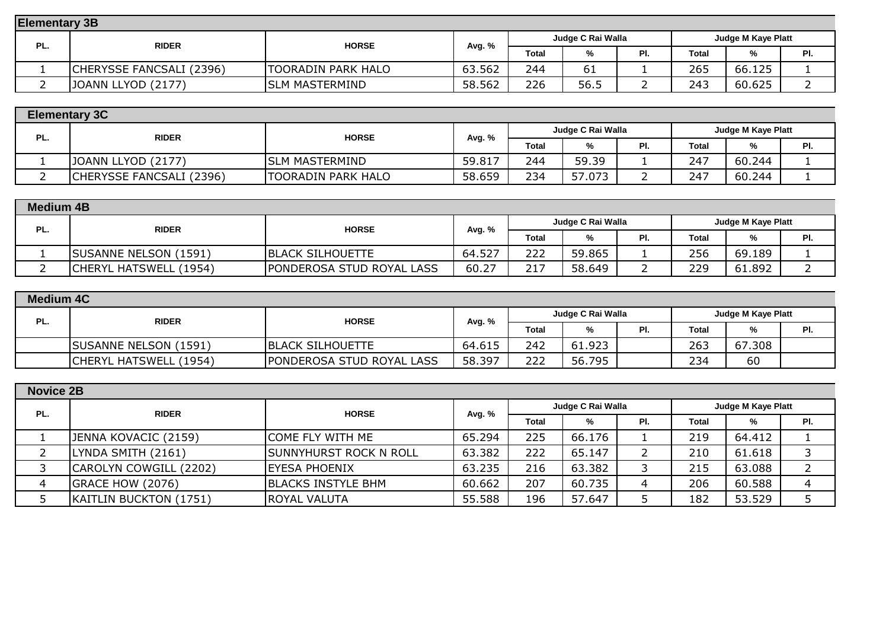## Elementary 3B

| PL. | RIDER | HORSE | Avg. % | Judge C Rai Walla | | | Judge M Kaye Platt | | |
|---|---|---|---|---|---|---|---|---|---|
| | | | | Total | % | Pl. | Total | % | Pl. |
| 1 | CHERYSSE FANCSALI (2396) | TOORADIN PARK HALO | 63.562 | 244 | 61 | 1 | 265 | 66.125 | 1 |
| 2 | JOANN LLYOD (2177) | SLM MASTERMIND | 58.562 | 226 | 56.5 | 2 | 243 | 60.625 | 2 |

## Elementary 3C

| PL. | RIDER | HORSE | Avg. % | Judge C Rai Walla | | | Judge M Kaye Platt | | |
|---|---|---|---|---|---|---|---|---|---|
| | | | | Total | % | Pl. | Total | % | Pl. |
| 1 | JOANN LLYOD (2177) | SLM MASTERMIND | 59.817 | 244 | 59.39 | 1 | 247 | 60.244 | 1 |
| 2 | CHERYSSE FANCSALI (2396) | TOORADIN PARK HALO | 58.659 | 234 | 57.073 | 2 | 247 | 60.244 | 1 |

## Medium 4B

| PL. | RIDER | HORSE | Avg. % | Judge C Rai Walla | | | Judge M Kaye Platt | | |
|---|---|---|---|---|---|---|---|---|---|
| | | | | Total | % | Pl. | Total | % | Pl. |
| 1 | SUSANNE NELSON (1591) | BLACK SILHOUETTE | 64.527 | 222 | 59.865 | 1 | 256 | 69.189 | 1 |
| 2 | CHERYL HATSWELL (1954) | PONDEROSA STUD ROYAL LASS | 60.27 | 217 | 58.649 | 2 | 229 | 61.892 | 2 |

## Medium 4C

| PL. | RIDER | HORSE | Avg. % | Judge C Rai Walla | | | Judge M Kaye Platt | | |
|---|---|---|---|---|---|---|---|---|---|
| | | | | Total | % | Pl. | Total | % | Pl. |
| | SUSANNE NELSON (1591) | BLACK SILHOUETTE | 64.615 | 242 | 61.923 | | 263 | 67.308 | |
| | CHERYL HATSWELL (1954) | PONDEROSA STUD ROYAL LASS | 58.397 | 222 | 56.795 | | 234 | 60 | |

## Novice 2B

| PL. | RIDER | HORSE | Avg. % | Judge C Rai Walla | | | Judge M Kaye Platt | | |
|---|---|---|---|---|---|---|---|---|---|
| | | | | Total | % | Pl. | Total | % | Pl. |
| 1 | JENNA KOVACIC (2159) | COME FLY WITH ME | 65.294 | 225 | 66.176 | 1 | 219 | 64.412 | 1 |
| 2 | LYNDA SMITH (2161) | SUNNYHURST ROCK N ROLL | 63.382 | 222 | 65.147 | 2 | 210 | 61.618 | 3 |
| 3 | CAROLYN COWGILL (2202) | EYESA PHOENIX | 63.235 | 216 | 63.382 | 3 | 215 | 63.088 | 2 |
| 4 | GRACE HOW (2076) | BLACKS INSTYLE BHM | 60.662 | 207 | 60.735 | 4 | 206 | 60.588 | 4 |
| 5 | KAITLIN BUCKTON (1751) | ROYAL VALUTA | 55.588 | 196 | 57.647 | 5 | 182 | 53.529 | 5 |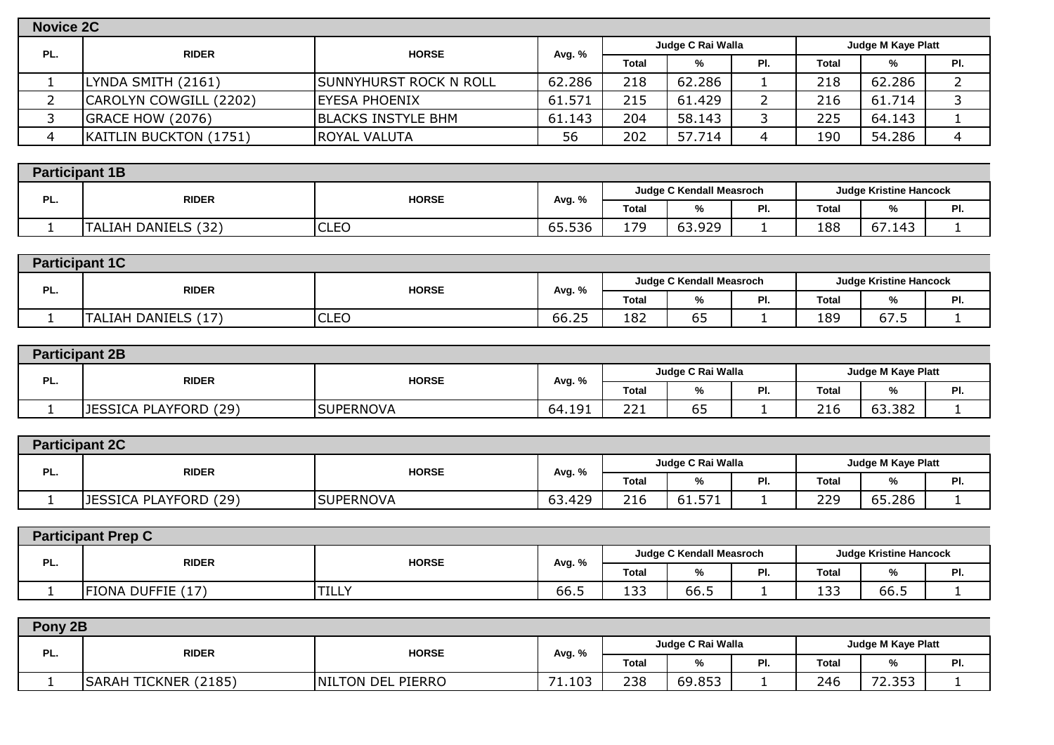## Novice 2C

| PL. | RIDER | HORSE | Avg. % | Judge C Rai Walla | | | Judge M Kaye Platt | | |
|---|---|---|---|---|---|---|---|---|---|
| | | | | Total | % | Pl. | Total | % | Pl. |
| 1 | LYNDA SMITH (2161) | SUNNYHURST ROCK N ROLL | 62.286 | 218 | 62.286 | 1 | 218 | 62.286 | 2 |
| 2 | CAROLYN COWGILL (2202) | EYESA PHOENIX | 61.571 | 215 | 61.429 | 2 | 216 | 61.714 | 3 |
| 3 | GRACE HOW (2076) | BLACKS INSTYLE BHM | 61.143 | 204 | 58.143 | 3 | 225 | 64.143 | 1 |
| 4 | KAITLIN BUCKTON (1751) | ROYAL VALUTA | 56 | 202 | 57.714 | 4 | 190 | 54.286 | 4 |

## Participant 1B

| PL. | RIDER | HORSE | Avg. % | Judge C Kendall Measroch | | | Judge Kristine Hancock | | |
|---|---|---|---|---|---|---|---|---|---|
| | | | | Total | % | Pl. | Total | % | Pl. |
| 1 | TALIAH DANIELS (32) | CLEO | 65.536 | 179 | 63.929 | 1 | 188 | 67.143 | 1 |

## Participant 1C

| PL. | RIDER | HORSE | Avg. % | Judge C Kendall Measroch | | | Judge Kristine Hancock | | |
|---|---|---|---|---|---|---|---|---|---|
| | | | | Total | % | Pl. | Total | % | Pl. |
| 1 | TALIAH DANIELS (17) | CLEO | 66.25 | 182 | 65 | 1 | 189 | 67.5 | 1 |

## Participant 2B

| PL. | RIDER | HORSE | Avg. % | Judge C Rai Walla | | | Judge M Kaye Platt | | |
|---|---|---|---|---|---|---|---|---|---|
| | | | | Total | % | Pl. | Total | % | Pl. |
| 1 | JESSICA PLAYFORD (29) | SUPERNOVA | 64.191 | 221 | 65 | 1 | 216 | 63.382 | 1 |

## Participant 2C

| PL. | RIDER | HORSE | Avg. % | Judge C Rai Walla | | | Judge M Kaye Platt | | |
|---|---|---|---|---|---|---|---|---|---|
| | | | | Total | % | Pl. | Total | % | Pl. |
| 1 | JESSICA PLAYFORD (29) | SUPERNOVA | 63.429 | 216 | 61.571 | 1 | 229 | 65.286 | 1 |

## Participant Prep C

| PL. | RIDER | HORSE | Avg. % | Judge C Kendall Measroch | | | Judge Kristine Hancock | | |
|---|---|---|---|---|---|---|---|---|---|
| | | | | Total | % | Pl. | Total | % | Pl. |
| 1 | FIONA DUFFIE (17) | TILLY | 66.5 | 133 | 66.5 | 1 | 133 | 66.5 | 1 |

## Pony 2B

| PL. | RIDER | HORSE | Avg. % | Judge C Rai Walla | | | Judge M Kaye Platt | | |
|---|---|---|---|---|---|---|---|---|---|
| | | | | Total | % | Pl. | Total | % | Pl. |
| 1 | SARAH TICKNER (2185) | NILTON DEL PIERRO | 71.103 | 238 | 69.853 | 1 | 246 | 72.353 | 1 |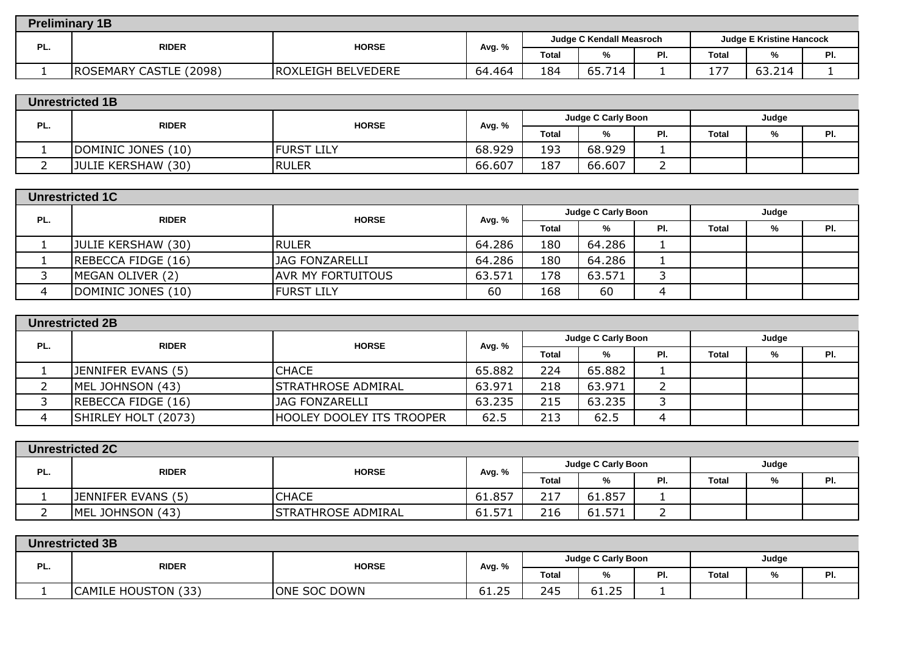## Preliminary 1B

| PL. | RIDER | HORSE | Avg. % | Judge C Kendall Measroch | | | Judge E Kristine Hancock | | |
|---|---|---|---|---|---|---|---|---|---|
| | | | | Total | % | Pl. | Total | % | Pl. |
| 1 | ROSEMARY CASTLE (2098) | ROXLEIGH BELVEDERE | 64.464 | 184 | 65.714 | 1 | 177 | 63.214 | 1 |

## Unrestricted 1B

| PL. | RIDER | HORSE | Avg. % | Judge C Carly Boon | | | Judge | | |
|---|---|---|---|---|---|---|---|---|---|
| | | | | Total | % | Pl. | Total | % | Pl. |
| 1 | DOMINIC JONES (10) | FURST LILY | 68.929 | 193 | 68.929 | 1 | | | |
| 2 | JULIE KERSHAW (30) | RULER | 66.607 | 187 | 66.607 | 2 | | | |

## Unrestricted 1C

| PL. | RIDER | HORSE | Avg. % | Judge C Carly Boon | | | Judge | | |
|---|---|---|---|---|---|---|---|---|---|
| | | | | Total | % | Pl. | Total | % | Pl. |
| 1 | JULIE KERSHAW (30) | RULER | 64.286 | 180 | 64.286 | 1 | | | |
| 1 | REBECCA FIDGE (16) | JAG FONZARELLI | 64.286 | 180 | 64.286 | 1 | | | |
| 3 | MEGAN OLIVER (2) | AVR MY FORTUITOUS | 63.571 | 178 | 63.571 | 3 | | | |
| 4 | DOMINIC JONES (10) | FURST LILY | 60 | 168 | 60 | 4 | | | |

## Unrestricted 2B

| PL. | RIDER | HORSE | Avg. % | Judge C Carly Boon | | | Judge | | |
|---|---|---|---|---|---|---|---|---|---|
| | | | | Total | % | Pl. | Total | % | Pl. |
| 1 | JENNIFER EVANS (5) | CHACE | 65.882 | 224 | 65.882 | 1 | | | |
| 2 | MEL JOHNSON (43) | STRATHROSE ADMIRAL | 63.971 | 218 | 63.971 | 2 | | | |
| 3 | REBECCA FIDGE (16) | JAG FONZARELLI | 63.235 | 215 | 63.235 | 3 | | | |
| 4 | SHIRLEY HOLT (2073) | HOOLEY DOOLEY ITS TROOPER | 62.5 | 213 | 62.5 | 4 | | | |

## Unrestricted 2C

| PL. | RIDER | HORSE | Avg. % | Judge C Carly Boon | | | Judge | | |
|---|---|---|---|---|---|---|---|---|---|
| | | | | Total | % | Pl. | Total | % | Pl. |
| 1 | JENNIFER EVANS (5) | CHACE | 61.857 | 217 | 61.857 | 1 | | | |
| 2 | MEL JOHNSON (43) | STRATHROSE ADMIRAL | 61.571 | 216 | 61.571 | 2 | | | |

## Unrestricted 3B

| PL. | RIDER | HORSE | Avg. % | Judge C Carly Boon | | | Judge | | |
|---|---|---|---|---|---|---|---|---|---|
| | | | | Total | % | Pl. | Total | % | Pl. |
| 1 | CAMILE HOUSTON (33) | ONE SOC DOWN | 61.25 | 245 | 61.25 | 1 | | | |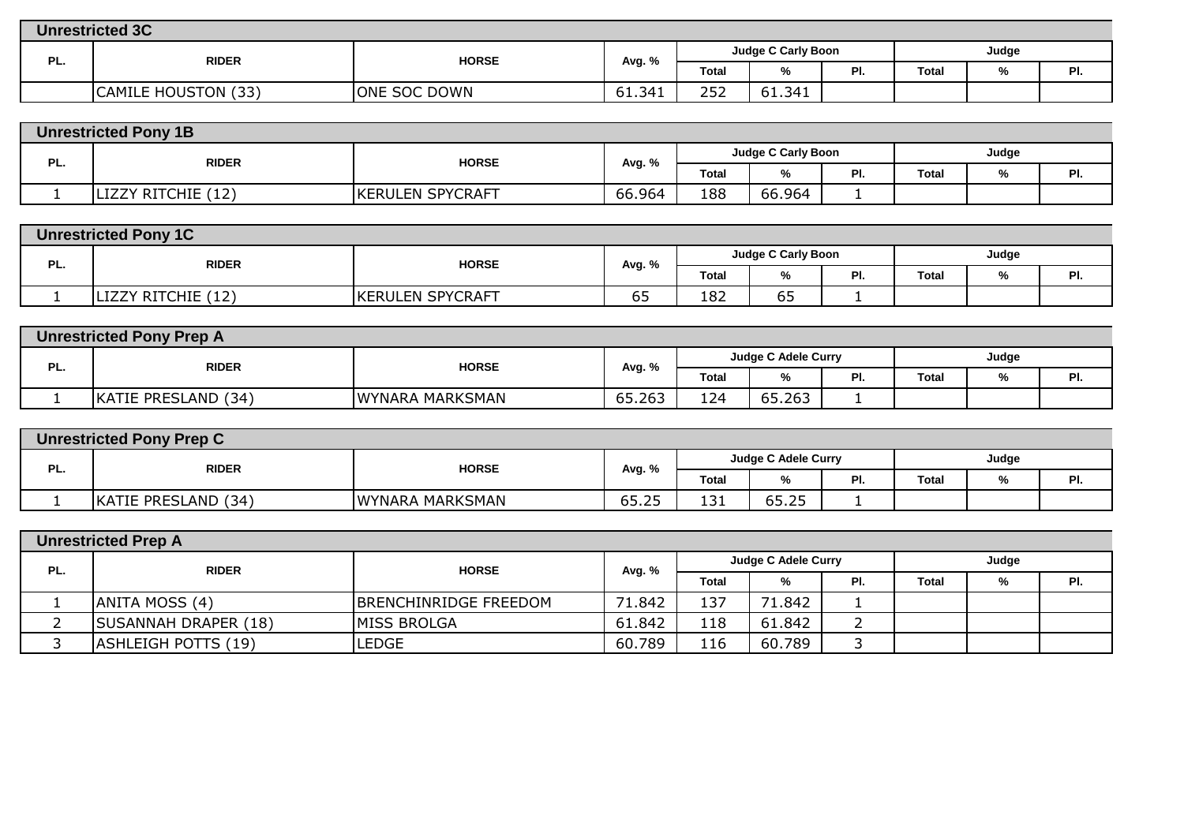## Unrestricted 3C

| PL. | RIDER | HORSE | Avg. % | Judge C Carly Boon | | | Judge | | |
|---|---|---|---|---|---|---|---|---|---|
| | | | | Total | % | Pl. | Total | % | Pl. |
| | CAMILE HOUSTON (33) | ONE SOC DOWN | 61.341 | 252 | 61.341 | | | | |

## Unrestricted Pony 1B

| PL. | RIDER | HORSE | Avg. % | Judge C Carly Boon | | | Judge | | |
|---|---|---|---|---|---|---|---|---|---|
| | | | | Total | % | Pl. | Total | % | Pl. |
| 1 | LIZZY RITCHIE (12) | KERULEN SPYCRAFT | 66.964 | 188 | 66.964 | 1 | | | |

## Unrestricted Pony 1C

| PL. | RIDER | HORSE | Avg. % | Judge C Carly Boon | | | Judge | | |
|---|---|---|---|---|---|---|---|---|---|
| | | | | Total | % | Pl. | Total | % | Pl. |
| 1 | LIZZY RITCHIE (12) | KERULEN SPYCRAFT | 65 | 182 | 65 | 1 | | | |

## Unrestricted Pony Prep A

| PL. | RIDER | HORSE | Avg. % | Judge C Adele Curry | | | Judge | | |
|---|---|---|---|---|---|---|---|---|---|
| | | | | Total | % | Pl. | Total | % | Pl. |
| 1 | KATIE PRESLAND (34) | WYNARA MARKSMAN | 65.263 | 124 | 65.263 | 1 | | | |

## Unrestricted Pony Prep C

| PL. | RIDER | HORSE | Avg. % | Judge C Adele Curry | | | Judge | | |
|---|---|---|---|---|---|---|---|---|---|
| | | | | Total | % | Pl. | Total | % | Pl. |
| 1 | KATIE PRESLAND (34) | WYNARA MARKSMAN | 65.25 | 131 | 65.25 | 1 | | | |

## Unrestricted Prep A

| PL. | RIDER | HORSE | Avg. % | Judge C Adele Curry | | | Judge | | |
|---|---|---|---|---|---|---|---|---|---|
| | | | | Total | % | Pl. | Total | % | Pl. |
| 1 | ANITA MOSS (4) | BRENCHINRIDGE FREEDOM | 71.842 | 137 | 71.842 | 1 | | | |
| 2 | SUSANNAH DRAPER (18) | MISS BROLGA | 61.842 | 118 | 61.842 | 2 | | | |
| 3 | ASHLEIGH POTTS (19) | LEDGE | 60.789 | 116 | 60.789 | 3 | | | |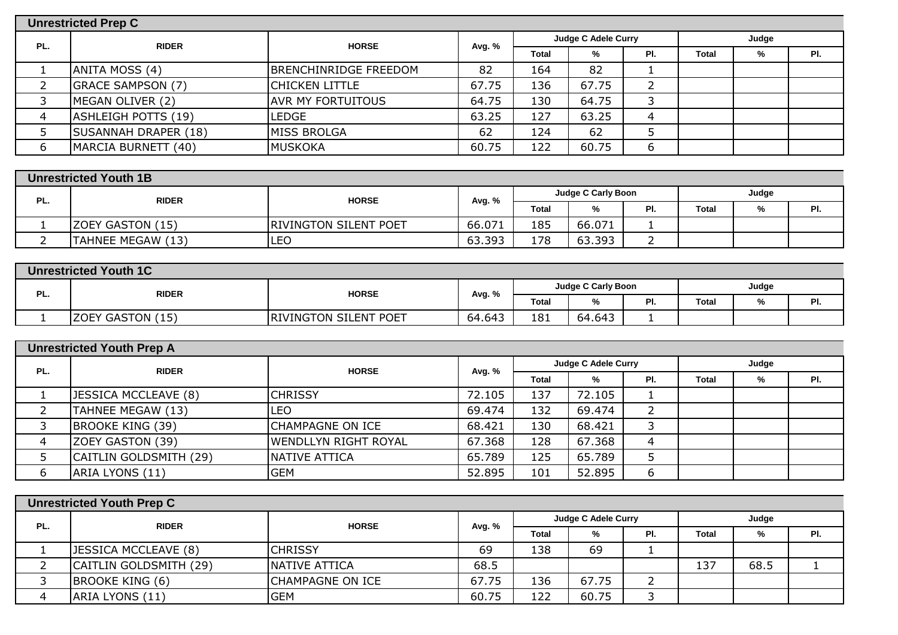## Unrestricted Prep C

| PL. | RIDER | HORSE | Avg. % | Judge C Adele Curry | | | Judge | | |
|---|---|---|---|---|---|---|---|---|---|
| | | | | Total | % | Pl. | Total | % | Pl. |
| 1 | ANITA MOSS (4) | BRENCHINRIDGE FREEDOM | 82 | 164 | 82 | 1 | | | |
| 2 | GRACE SAMPSON (7) | CHICKEN LITTLE | 67.75 | 136 | 67.75 | 2 | | | |
| 3 | MEGAN OLIVER (2) | AVR MY FORTUITOUS | 64.75 | 130 | 64.75 | 3 | | | |
| 4 | ASHLEIGH POTTS (19) | LEDGE | 63.25 | 127 | 63.25 | 4 | | | |
| 5 | SUSANNAH DRAPER (18) | MISS BROLGA | 62 | 124 | 62 | 5 | | | |
| 6 | MARCIA BURNETT (40) | MUSKOKA | 60.75 | 122 | 60.75 | 6 | | | |

## Unrestricted Youth 1B

| PL. | RIDER | HORSE | Avg. % | Judge C Carly Boon | | | Judge | | |
|---|---|---|---|---|---|---|---|---|---|
| | | | | Total | % | Pl. | Total | % | Pl. |
| 1 | ZOEY GASTON (15) | RIVINGTON SILENT POET | 66.071 | 185 | 66.071 | 1 | | | |
| 2 | TAHNEE MEGAW (13) | LEO | 63.393 | 178 | 63.393 | 2 | | | |

## Unrestricted Youth 1C

| PL. | RIDER | HORSE | Avg. % | Judge C Carly Boon | | | Judge | | |
|---|---|---|---|---|---|---|---|---|---|
| | | | | Total | % | Pl. | Total | % | Pl. |
| 1 | ZOEY GASTON (15) | RIVINGTON SILENT POET | 64.643 | 181 | 64.643 | 1 | | | |

## Unrestricted Youth Prep A

| PL. | RIDER | HORSE | Avg. % | Judge C Adele Curry | | | Judge | | |
|---|---|---|---|---|---|---|---|---|---|
| | | | | Total | % | Pl. | Total | % | Pl. |
| 1 | JESSICA MCCLEAVE (8) | CHRISSY | 72.105 | 137 | 72.105 | 1 | | | |
| 2 | TAHNEE MEGAW (13) | LEO | 69.474 | 132 | 69.474 | 2 | | | |
| 3 | BROOKE KING (39) | CHAMPAGNE ON ICE | 68.421 | 130 | 68.421 | 3 | | | |
| 4 | ZOEY GASTON (39) | WENDLLYN RIGHT ROYAL | 67.368 | 128 | 67.368 | 4 | | | |
| 5 | CAITLIN GOLDSMITH (29) | NATIVE ATTICA | 65.789 | 125 | 65.789 | 5 | | | |
| 6 | ARIA LYONS (11) | GEM | 52.895 | 101 | 52.895 | 6 | | | |

## Unrestricted Youth Prep C

| PL. | RIDER | HORSE | Avg. % | Judge C Adele Curry | | | Judge | | |
|---|---|---|---|---|---|---|---|---|---|
| | | | | Total | % | Pl. | Total | % | Pl. |
| 1 | JESSICA MCCLEAVE (8) | CHRISSY | 69 | 138 | 69 | 1 | | | |
| 2 | CAITLIN GOLDSMITH (29) | NATIVE ATTICA | 68.5 | | | | 137 | 68.5 | 1 |
| 3 | BROOKE KING (6) | CHAMPAGNE ON ICE | 67.75 | 136 | 67.75 | 2 | | | |
| 4 | ARIA LYONS (11) | GEM | 60.75 | 122 | 60.75 | 3 | | | |